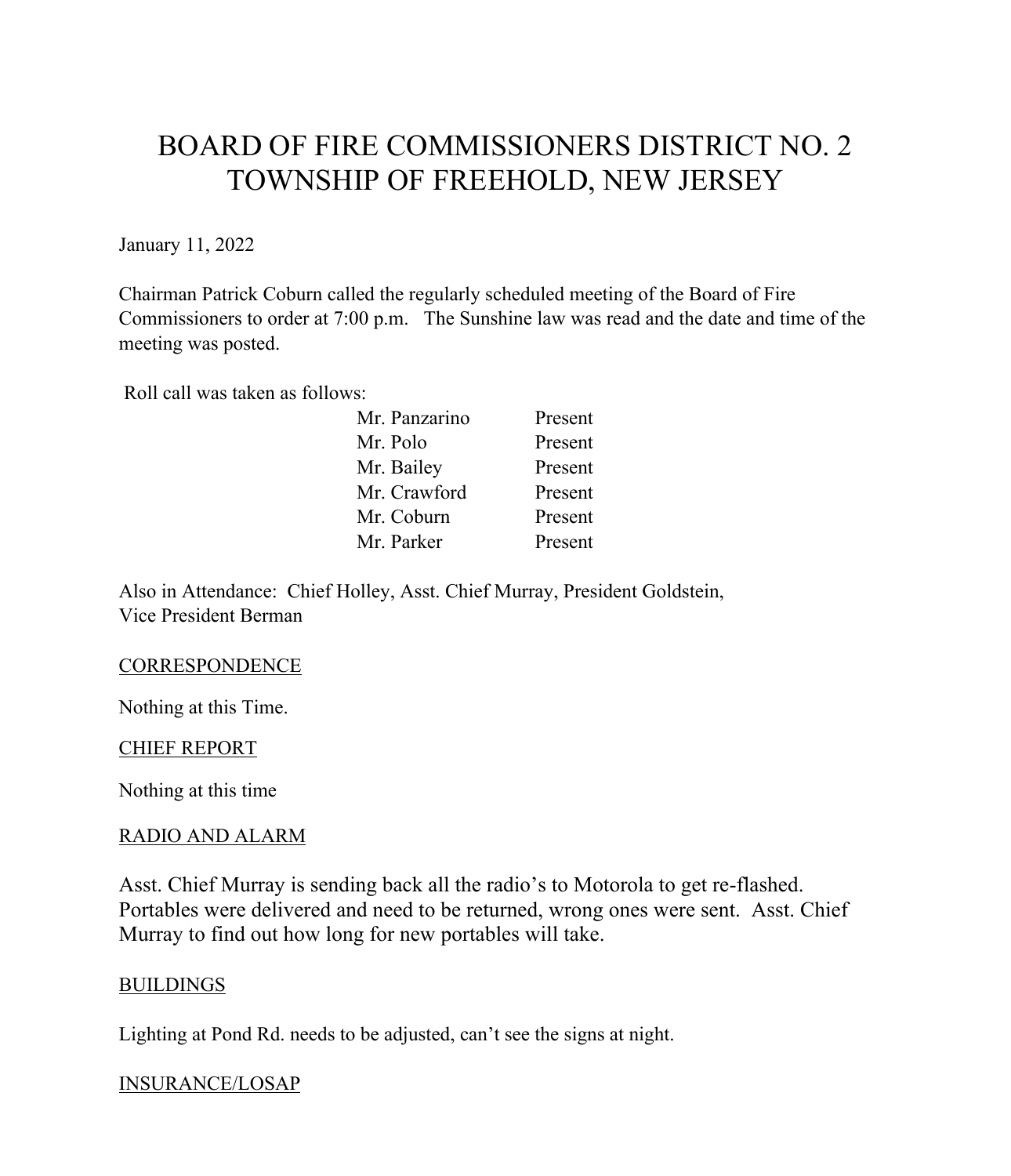# BOARD OF FIRE COMMISSIONERS DISTRICT NO. 2
# TOWNSHIP OF FREEHOLD, NEW JERSEY

January 11, 2022

Chairman Patrick Coburn called the regularly scheduled meeting of the Board of Fire Commissioners to order at 7:00 p.m. The Sunshine law was read and the date and time of the meeting was posted.

Roll call was taken as follows:

| | |
|---|---|
| Mr. Panzarino | Present |
| Mr. Polo | Present |
| Mr. Bailey | Present |
| Mr. Crawford | Present |
| Mr. Coburn | Present |
| Mr. Parker | Present |

Also in Attendance: Chief Holley, Asst. Chief Murray, President Goldstein, Vice President Berman

## CORRESPONDENCE

Nothing at this Time.

## CHIEF REPORT

Nothing at this time

## RADIO AND ALARM

Asst. Chief Murray is sending back all the radio's to Motorola to get re-flashed. Portables were delivered and need to be returned, wrong ones were sent. Asst. Chief Murray to find out how long for new portables will take.

## BUILDINGS

Lighting at Pond Rd. needs to be adjusted, can't see the signs at night.

## INSURANCE/LOSAP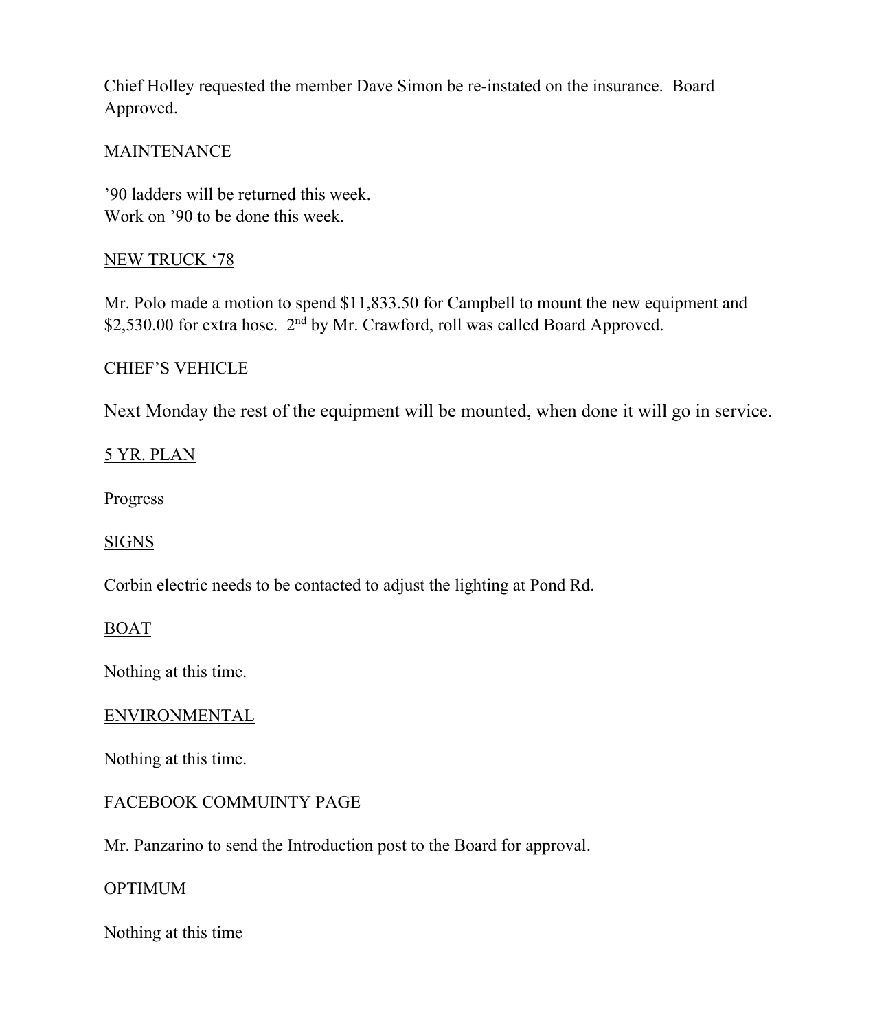Chief Holley requested the member Dave Simon be re-instated on the insurance. Board Approved.

MAINTENANCE

'90 ladders will be returned this week.
Work on '90 to be done this week.

NEW TRUCK '78

Mr. Polo made a motion to spend $11,833.50 for Campbell to mount the new equipment and $2,530.00 for extra hose. 2nd by Mr. Crawford, roll was called Board Approved.

CHIEF'S VEHICLE

Next Monday the rest of the equipment will be mounted, when done it will go in service.

5 YR. PLAN

Progress

SIGNS

Corbin electric needs to be contacted to adjust the lighting at Pond Rd.

BOAT

Nothing at this time.

ENVIRONMENTAL

Nothing at this time.

FACEBOOK COMMUINTY PAGE

Mr. Panzarino to send the Introduction post to the Board for approval.

OPTIMUM

Nothing at this time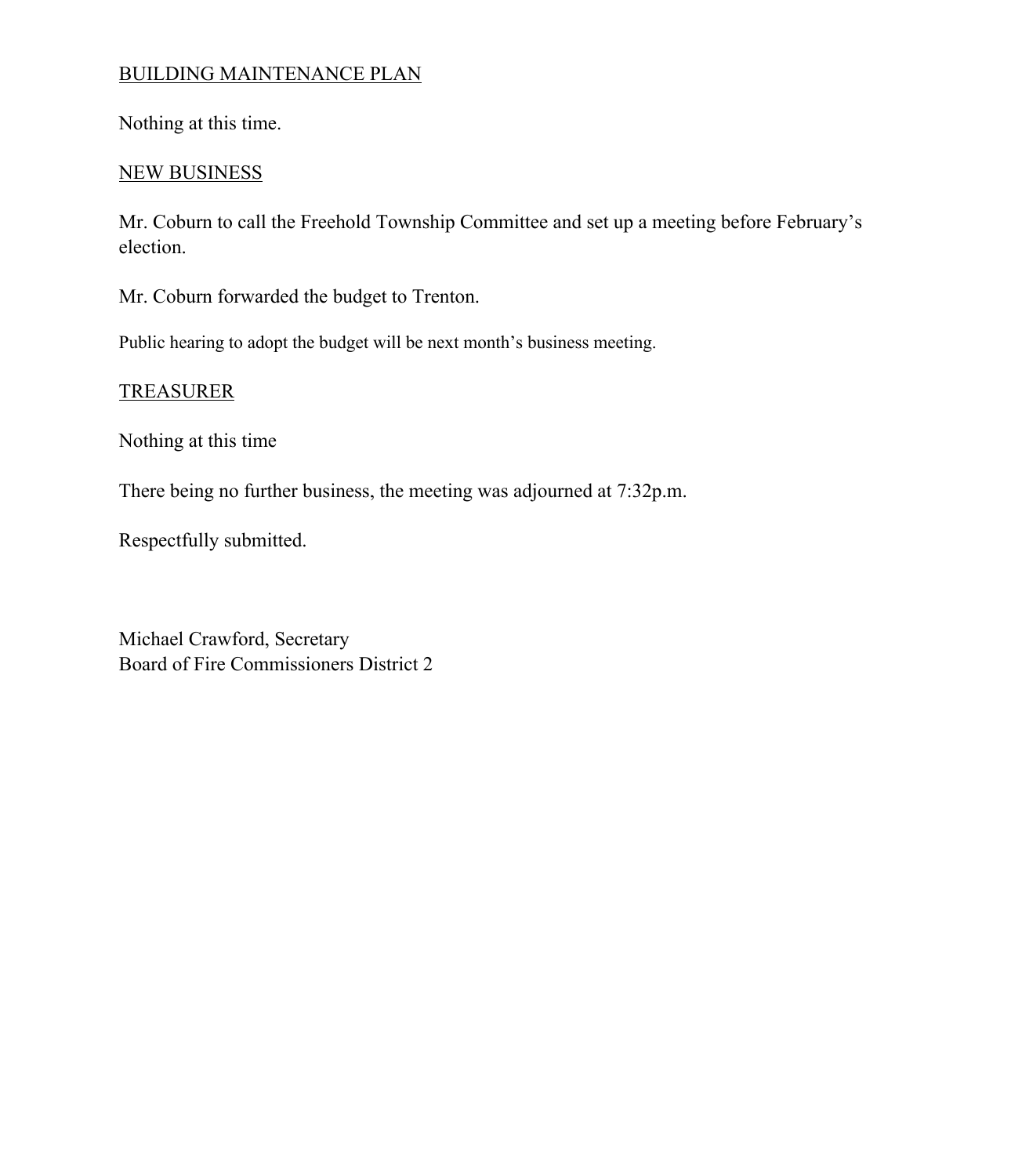<u>BUILDING MAINTENANCE PLAN</u>

Nothing at this time.

<u>NEW BUSINESS</u>

Mr. Coburn to call the Freehold Township Committee and set up a meeting before February's election.

Mr. Coburn forwarded the budget to Trenton.

Public hearing to adopt the budget will be next month's business meeting.

<u>TREASURER</u>

Nothing at this time

There being no further business, the meeting was adjourned at 7:32p.m.

Respectfully submitted.

Michael Crawford, Secretary
Board of Fire Commissioners District 2